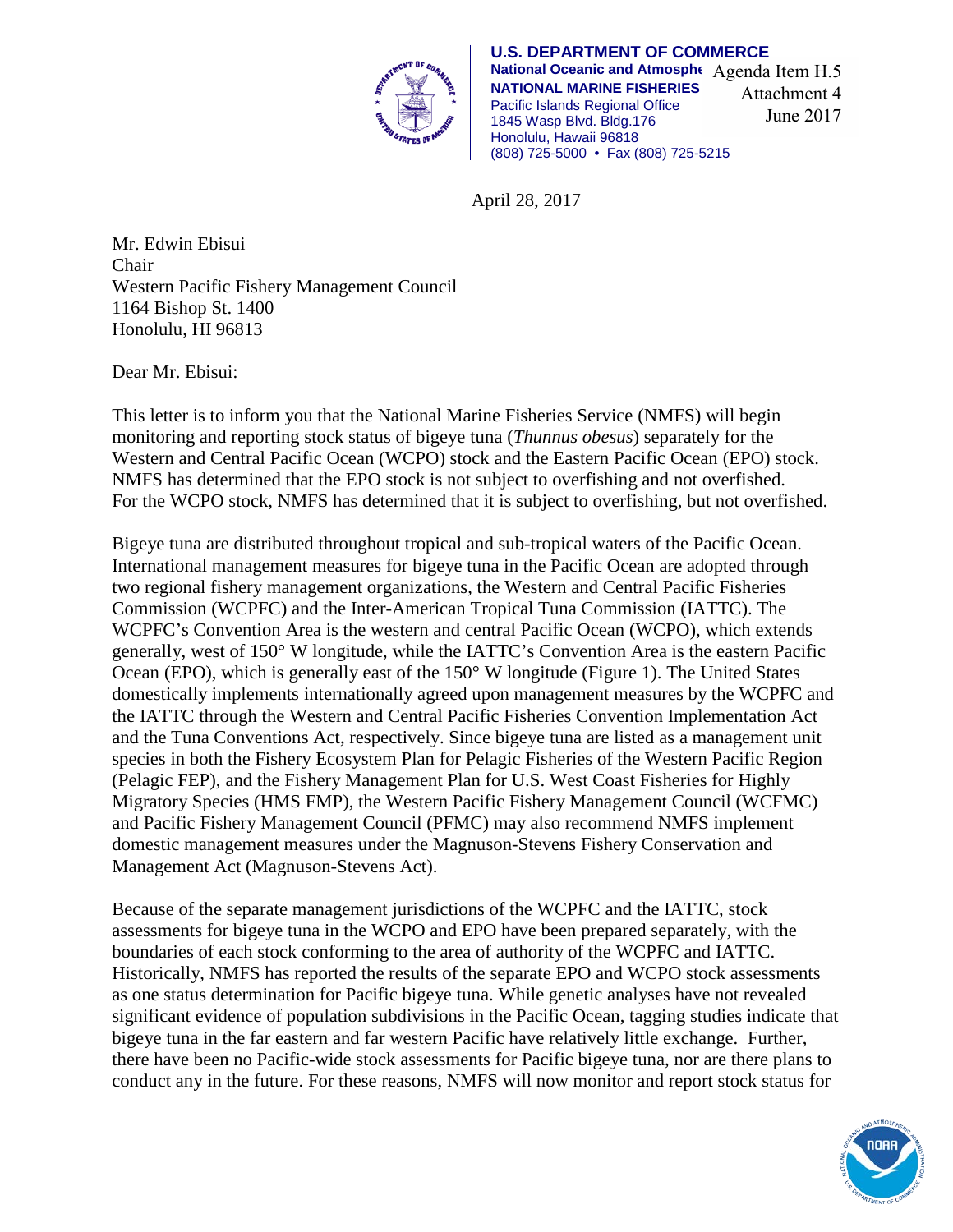U.S. DEPARTMENT OF COMMERCE
National Oceanic and Atmospheric Administration
NATIONAL MARINE FISHERIES SERVICE
Pacific Islands Regional Office
1845 Wasp Blvd. Bldg.176
Honolulu, Hawaii 96818
(808) 725-5000 • Fax (808) 725-5215

Agenda Item H.5
Attachment 4
June 2017

April 28, 2017

Mr. Edwin Ebisui
Chair
Western Pacific Fishery Management Council
1164 Bishop St. 1400
Honolulu, HI 96813

Dear Mr. Ebisui:

This letter is to inform you that the National Marine Fisheries Service (NMFS) will begin monitoring and reporting stock status of bigeye tuna (*Thunnus obesus*) separately for the Western and Central Pacific Ocean (WCPO) stock and the Eastern Pacific Ocean (EPO) stock. NMFS has determined that the EPO stock is not subject to overfishing and not overfished. For the WCPO stock, NMFS has determined that it is subject to overfishing, but not overfished.

Bigeye tuna are distributed throughout tropical and sub-tropical waters of the Pacific Ocean. International management measures for bigeye tuna in the Pacific Ocean are adopted through two regional fishery management organizations, the Western and Central Pacific Fisheries Commission (WCPFC) and the Inter-American Tropical Tuna Commission (IATTC). The WCPFC's Convention Area is the western and central Pacific Ocean (WCPO), which extends generally, west of 150° W longitude, while the IATTC's Convention Area is the eastern Pacific Ocean (EPO), which is generally east of the 150° W longitude (Figure 1). The United States domestically implements internationally agreed upon management measures by the WCPFC and the IATTC through the Western and Central Pacific Fisheries Convention Implementation Act and the Tuna Conventions Act, respectively. Since bigeye tuna are listed as a management unit species in both the Fishery Ecosystem Plan for Pelagic Fisheries of the Western Pacific Region (Pelagic FEP), and the Fishery Management Plan for U.S. West Coast Fisheries for Highly Migratory Species (HMS FMP), the Western Pacific Fishery Management Council (WCFMC) and Pacific Fishery Management Council (PFMC) may also recommend NMFS implement domestic management measures under the Magnuson-Stevens Fishery Conservation and Management Act (Magnuson-Stevens Act).

Because of the separate management jurisdictions of the WCPFC and the IATTC, stock assessments for bigeye tuna in the WCPO and EPO have been prepared separately, with the boundaries of each stock conforming to the area of authority of the WCPFC and IATTC. Historically, NMFS has reported the results of the separate EPO and WCPO stock assessments as one status determination for Pacific bigeye tuna. While genetic analyses have not revealed significant evidence of population subdivisions in the Pacific Ocean, tagging studies indicate that bigeye tuna in the far eastern and far western Pacific have relatively little exchange. Further, there have been no Pacific-wide stock assessments for Pacific bigeye tuna, nor are there plans to conduct any in the future. For these reasons, NMFS will now monitor and report stock status for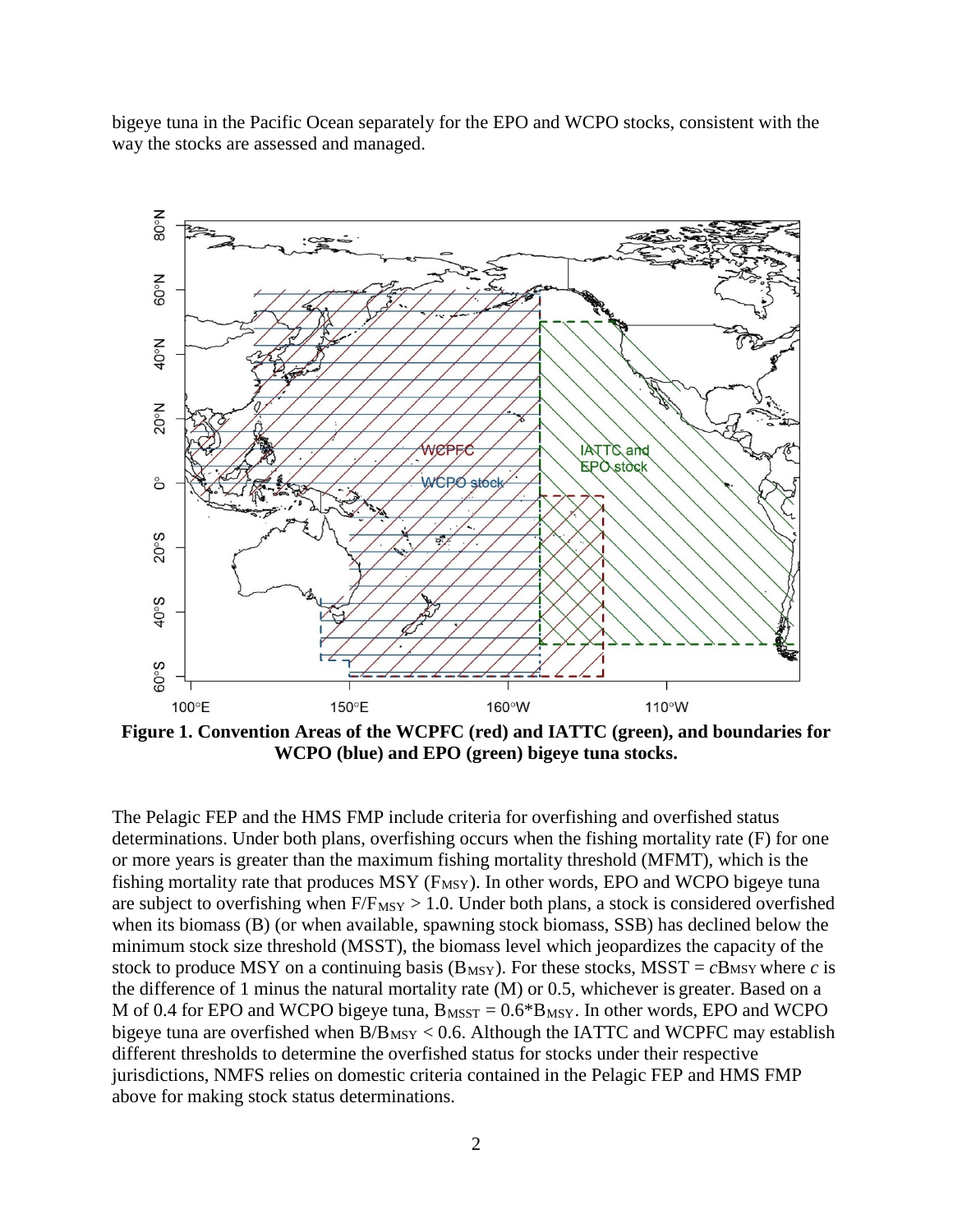bigeye tuna in the Pacific Ocean separately for the EPO and WCPO stocks, consistent with the way the stocks are assessed and managed.

**Figure 1. Convention Areas of the WCPFC (red) and IATTC (green), and boundaries for WCPO (blue) and EPO (green) bigeye tuna stocks.**

The Pelagic FEP and the HMS FMP include criteria for overfishing and overfished status determinations. Under both plans, overfishing occurs when the fishing mortality rate (F) for one or more years is greater than the maximum fishing mortality threshold (MFMT), which is the fishing mortality rate that produces MSY ($F_{MSY}$). In other words, EPO and WCPO bigeye tuna are subject to overfishing when $F/F_{MSY} > 1.0$. Under both plans, a stock is considered overfished when its biomass (B) (or when available, spawning stock biomass, SSB) has declined below the minimum stock size threshold (MSST), the biomass level which jeopardizes the capacity of the stock to produce MSY on a continuing basis ($B_{MSY}$). For these stocks, MSST = $cB_{MSY}$ where $c$ is the difference of 1 minus the natural mortality rate (M) or 0.5, whichever is greater. Based on a M of 0.4 for EPO and WCPO bigeye tuna, $B_{MSST} = 0.6*B_{MSY}$. In other words, EPO and WCPO bigeye tuna are overfished when $B/B_{MSY} < 0.6$. Although the IATTC and WCPFC may establish different thresholds to determine the overfished status for stocks under their respective jurisdictions, NMFS relies on domestic criteria contained in the Pelagic FEP and HMS FMP above for making stock status determinations.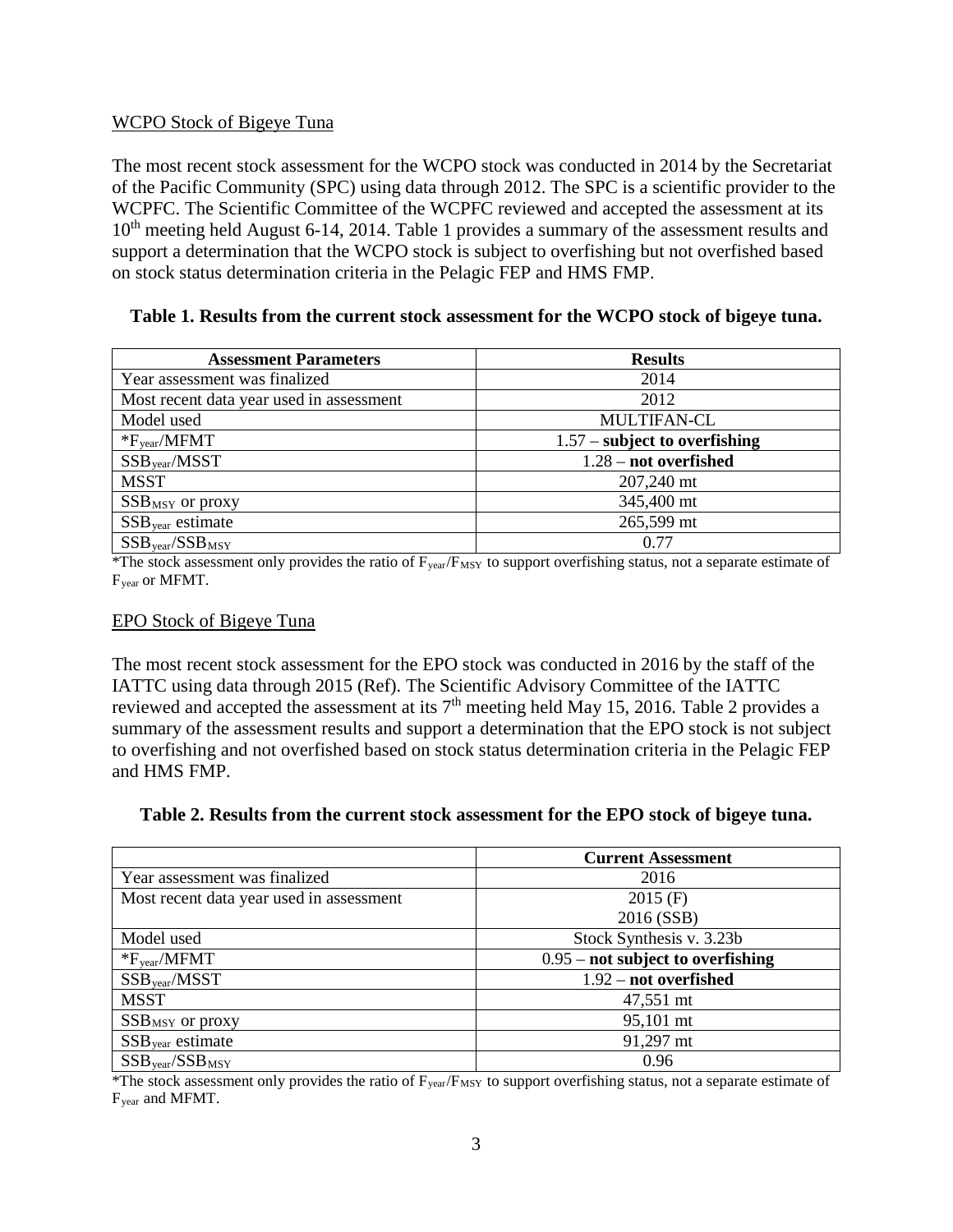## WCPO Stock of Bigeye Tuna

The most recent stock assessment for the WCPO stock was conducted in 2014 by the Secretariat of the Pacific Community (SPC) using data through 2012. The SPC is a scientific provider to the WCPFC. The Scientific Committee of the WCPFC reviewed and accepted the assessment at its 10th meeting held August 6-14, 2014. Table 1 provides a summary of the assessment results and support a determination that the WCPO stock is subject to overfishing but not overfished based on stock status determination criteria in the Pelagic FEP and HMS FMP.

**Table 1. Results from the current stock assessment for the WCPO stock of bigeye tuna.**

| Assessment Parameters | Results |
|---|---|
| Year assessment was finalized | 2014 |
| Most recent data year used in assessment | 2012 |
| Model used | MULTIFAN-CL |
| *$F_{year}$/MFMT | 1.57 – **subject to overfishing** |
| $SSB_{year}$/MSST | 1.28 – **not overfished** |
| MSST | 207,240 mt |
| $SSB_{MSY}$ or proxy | 345,400 mt |
| $SSB_{year}$ estimate | 265,599 mt |
| $SSB_{year}/SSB_{MSY}$ | 0.77 |

*The stock assessment only provides the ratio of $F_{year}/F_{MSY}$ to support overfishing status, not a separate estimate of $F_{year}$ or MFMT.

## EPO Stock of Bigeye Tuna

The most recent stock assessment for the EPO stock was conducted in 2016 by the staff of the IATTC using data through 2015 (Ref). The Scientific Advisory Committee of the IATTC reviewed and accepted the assessment at its 7th meeting held May 15, 2016. Table 2 provides a summary of the assessment results and support a determination that the EPO stock is not subject to overfishing and not overfished based on stock status determination criteria in the Pelagic FEP and HMS FMP.

**Table 2. Results from the current stock assessment for the EPO stock of bigeye tuna.**

| | Current Assessment |
|---|---|
| Year assessment was finalized | 2016 |
| Most recent data year used in assessment | 2015 (F)<br>2016 (SSB) |
| Model used | Stock Synthesis v. 3.23b |
| *$F_{year}$/MFMT | 0.95 – **not subject to overfishing** |
| $SSB_{year}$/MSST | 1.92 – **not overfished** |
| MSST | 47,551 mt |
| $SSB_{MSY}$ or proxy | 95,101 mt |
| $SSB_{year}$ estimate | 91,297 mt |
| $SSB_{year}/SSB_{MSY}$ | 0.96 |

*The stock assessment only provides the ratio of $F_{year}/F_{MSY}$ to support overfishing status, not a separate estimate of $F_{year}$ and MFMT.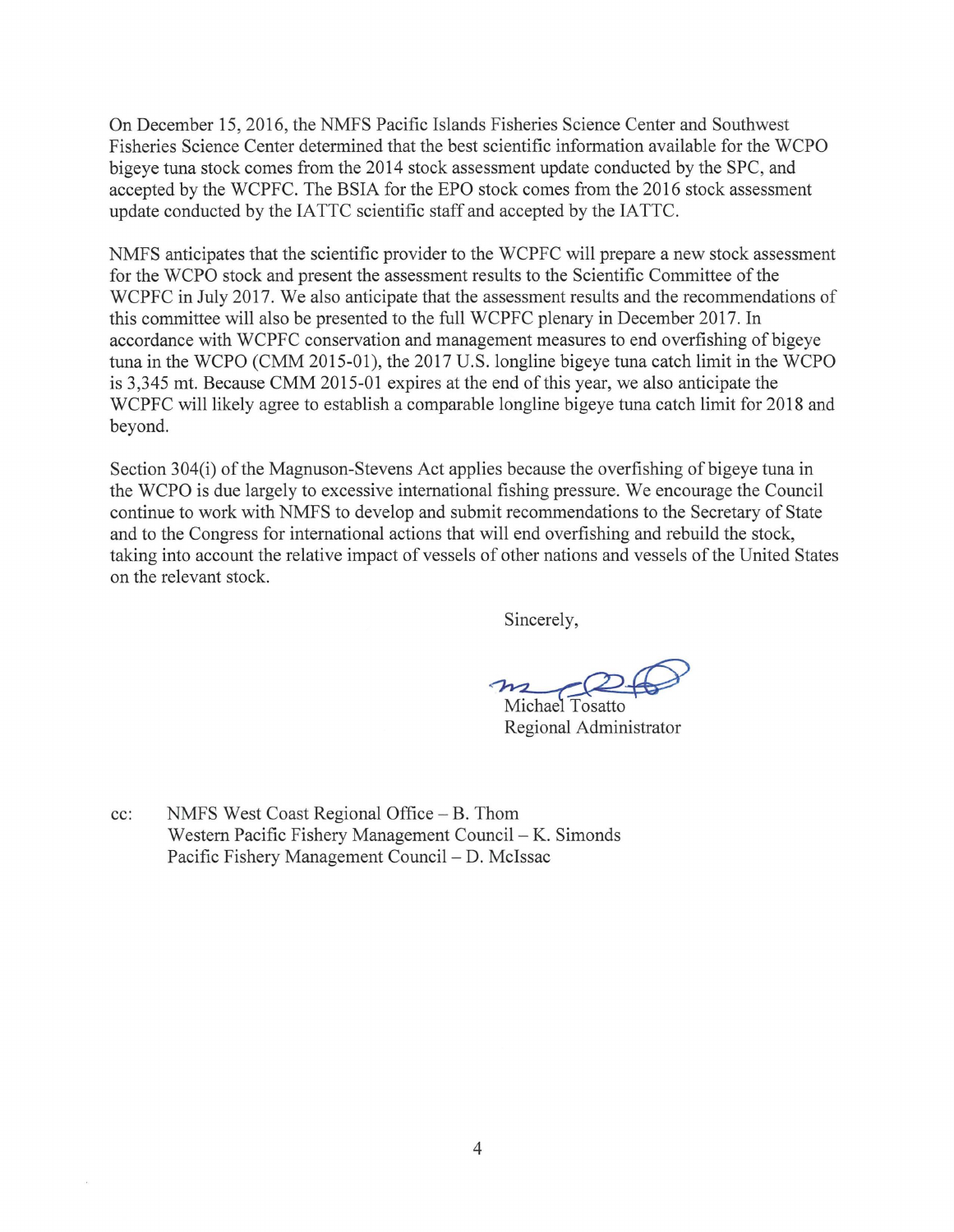On December 15, 2016, the NMFS Pacific Islands Fisheries Science Center and Southwest Fisheries Science Center determined that the best scientific information available for the WCPO bigeye tuna stock comes from the 2014 stock assessment update conducted by the SPC, and accepted by the WCPFC. The BSIA for the EPO stock comes from the 2016 stock assessment update conducted by the IATTC scientific staff and accepted by the IATTC.

NMFS anticipates that the scientific provider to the WCPFC will prepare a new stock assessment for the WCPO stock and present the assessment results to the Scientific Committee of the WCPFC in July 2017. We also anticipate that the assessment results and the recommendations of this committee will also be presented to the full WCPFC plenary in December 2017. In accordance with WCPFC conservation and management measures to end overfishing of bigeye tuna in the WCPO (CMM 2015-01), the 2017 U.S. longline bigeye tuna catch limit in the WCPO is 3,345 mt. Because CMM 2015-01 expires at the end of this year, we also anticipate the WCPFC will likely agree to establish a comparable longline bigeye tuna catch limit for 2018 and beyond.

Section 304(i) of the Magnuson-Stevens Act applies because the overfishing of bigeye tuna in the WCPO is due largely to excessive international fishing pressure. We encourage the Council continue to work with NMFS to develop and submit recommendations to the Secretary of State and to the Congress for international actions that will end overfishing and rebuild the stock, taking into account the relative impact of vessels of other nations and vessels of the United States on the relevant stock.

Sincerely,

Michael Tosatto
Regional Administrator

cc: NMFS West Coast Regional Office – B. Thom
Western Pacific Fishery Management Council – K. Simonds
Pacific Fishery Management Council – D. McIssac